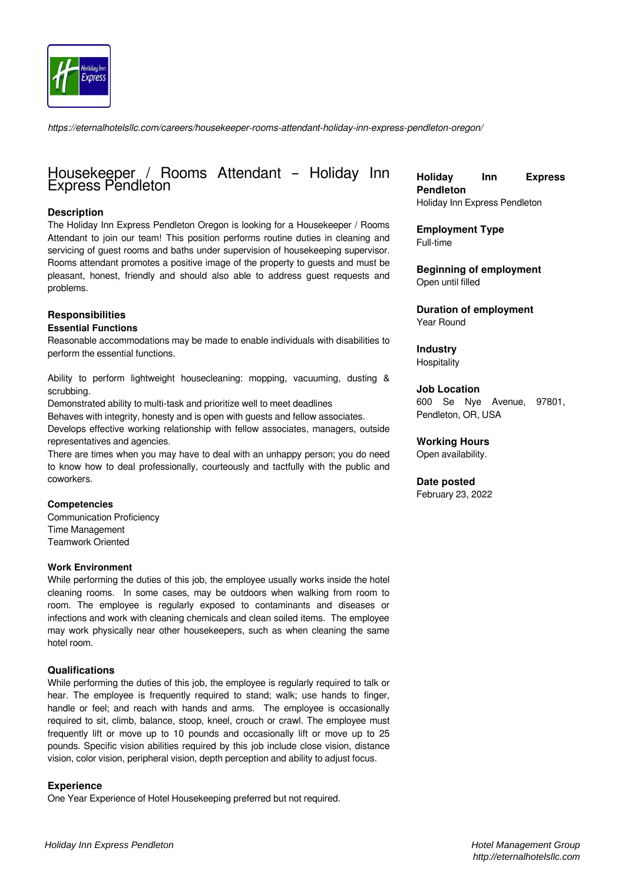*https://eternalhotelsllc.com/careers/housekeeper-rooms-attendant-holiday-inn-express-pendleton-oregon/*

# Housekeeper / Rooms Attendant – Holiday Inn Express Pendleton

## Description

The Holiday Inn Express Pendleton Oregon is looking for a Housekeeper / Rooms Attendant to join our team! This position performs routine duties in cleaning and servicing of guest rooms and baths under supervision of housekeeping supervisor. Rooms attendant promotes a positive image of the property to guests and must be pleasant, honest, friendly and should also able to address guest requests and problems.

## Responsibilities

### Essential Functions

Reasonable accommodations may be made to enable individuals with disabilities to perform the essential functions.

Ability to perform lightweight housecleaning: mopping, vacuuming, dusting & scrubbing.
Demonstrated ability to multi-task and prioritize well to meet deadlines
Behaves with integrity, honesty and is open with guests and fellow associates.
Develops effective working relationship with fellow associates, managers, outside representatives and agencies.
There are times when you may have to deal with an unhappy person; you do need to know how to deal professionally, courteously and tactfully with the public and coworkers.

### Competencies

Communication Proficiency
Time Management
Teamwork Oriented

### Work Environment

While performing the duties of this job, the employee usually works inside the hotel cleaning rooms. In some cases, may be outdoors when walking from room to room. The employee is regularly exposed to contaminants and diseases or infections and work with cleaning chemicals and clean soiled items. The employee may work physically near other housekeepers, such as when cleaning the same hotel room.

## Qualifications

While performing the duties of this job, the employee is regularly required to talk or hear. The employee is frequently required to stand; walk; use hands to finger, handle or feel; and reach with hands and arms. The employee is occasionally required to sit, climb, balance, stoop, kneel, crouch or crawl. The employee must frequently lift or move up to 10 pounds and occasionally lift or move up to 25 pounds. Specific vision abilities required by this job include close vision, distance vision, color vision, peripheral vision, depth perception and ability to adjust focus.

## Experience

One Year Experience of Hotel Housekeeping preferred but not required.

**Holiday Inn Express Pendleton**
Holiday Inn Express Pendleton

**Employment Type**
Full-time

**Beginning of employment**
Open until filled

**Duration of employment**
Year Round

**Industry**
Hospitality

**Job Location**
600 Se Nye Avenue, 97801, Pendleton, OR, USA

**Working Hours**
Open availability.

**Date posted**
February 23, 2022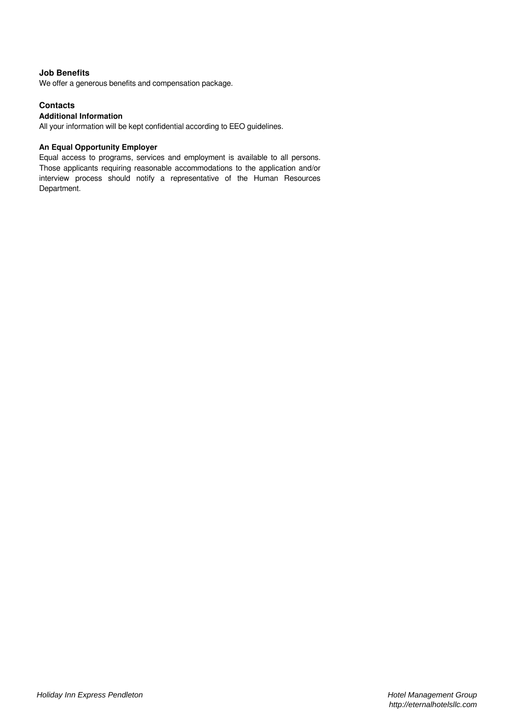### Job Benefits

We offer a generous benefits and compensation package.

### Contacts

#### Additional Information

All your information will be kept confidential according to EEO guidelines.

#### An Equal Opportunity Employer

Equal access to programs, services and employment is available to all persons. Those applicants requiring reasonable accommodations to the application and/or interview process should notify a representative of the Human Resources Department.